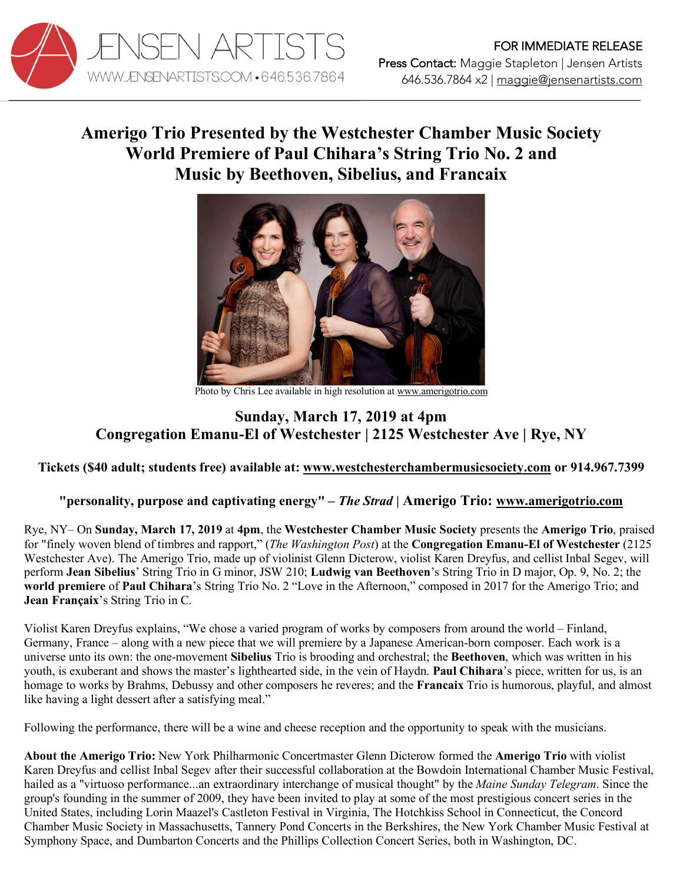JENSEN ARTISTS
WWW.JENSENARTISTS.COM • 646.536.7864

FOR IMMEDIATE RELEASE
**Press Contact:** Maggie Stapleton | Jensen Artists
646.536.7864 x2 | maggie@jensenartists.com

# Amerigo Trio Presented by the Westchester Chamber Music Society World Premiere of Paul Chihara's String Trio No. 2 and Music by Beethoven, Sibelius, and Francaix

Photo by Chris Lee available in high resolution at www.amerigotrio.com

## Sunday, March 17, 2019 at 4pm
## Congregation Emanu-El of Westchester | 2125 Westchester Ave | Rye, NY

**Tickets ($40 adult; students free) available at: www.westchesterchambermusicsociety.com or 914.967.7399**

**"personality, purpose and captivating energy" – *The Strad* | Amerigo Trio: www.amerigotrio.com**

Rye, NY– On **Sunday, March 17, 2019** at **4pm**, the **Westchester Chamber Music Society** presents the **Amerigo Trio**, praised for "finely woven blend of timbres and rapport," (*The Washington Post*) at the **Congregation Emanu-El of Westchester** (2125 Westchester Ave). The Amerigo Trio, made up of violinist Glenn Dicterow, violist Karen Dreyfus, and cellist Inbal Segev, will perform **Jean Sibelius**' String Trio in G minor, JSW 210; **Ludwig van Beethoven**'s String Trio in D major, Op. 9, No. 2; the **world premiere** of **Paul Chihara**'s String Trio No. 2 "Love in the Afternoon," composed in 2017 for the Amerigo Trio; and **Jean Françaix**'s String Trio in C.

Violist Karen Dreyfus explains, "We chose a varied program of works by composers from around the world – Finland, Germany, France – along with a new piece that we will premiere by a Japanese American-born composer. Each work is a universe unto its own: the one-movement **Sibelius** Trio is brooding and orchestral; the **Beethoven**, which was written in his youth, is exuberant and shows the master's lighthearted side, in the vein of Haydn. **Paul Chihara**'s piece, written for us, is an homage to works by Brahms, Debussy and other composers he reveres; and the **Francaix** Trio is humorous, playful, and almost like having a light dessert after a satisfying meal."

Following the performance, there will be a wine and cheese reception and the opportunity to speak with the musicians.

**About the Amerigo Trio:** New York Philharmonic Concertmaster Glenn Dicterow formed the **Amerigo Trio** with violist Karen Dreyfus and cellist Inbal Segev after their successful collaboration at the Bowdoin International Chamber Music Festival, hailed as a "virtuoso performance...an extraordinary interchange of musical thought" by the *Maine Sunday Telegram*. Since the group's founding in the summer of 2009, they have been invited to play at some of the most prestigious concert series in the United States, including Lorin Maazel's Castleton Festival in Virginia, The Hotchkiss School in Connecticut, the Concord Chamber Music Society in Massachusetts, Tannery Pond Concerts in the Berkshires, the New York Chamber Music Festival at Symphony Space, and Dumbarton Concerts and the Phillips Collection Concert Series, both in Washington, DC.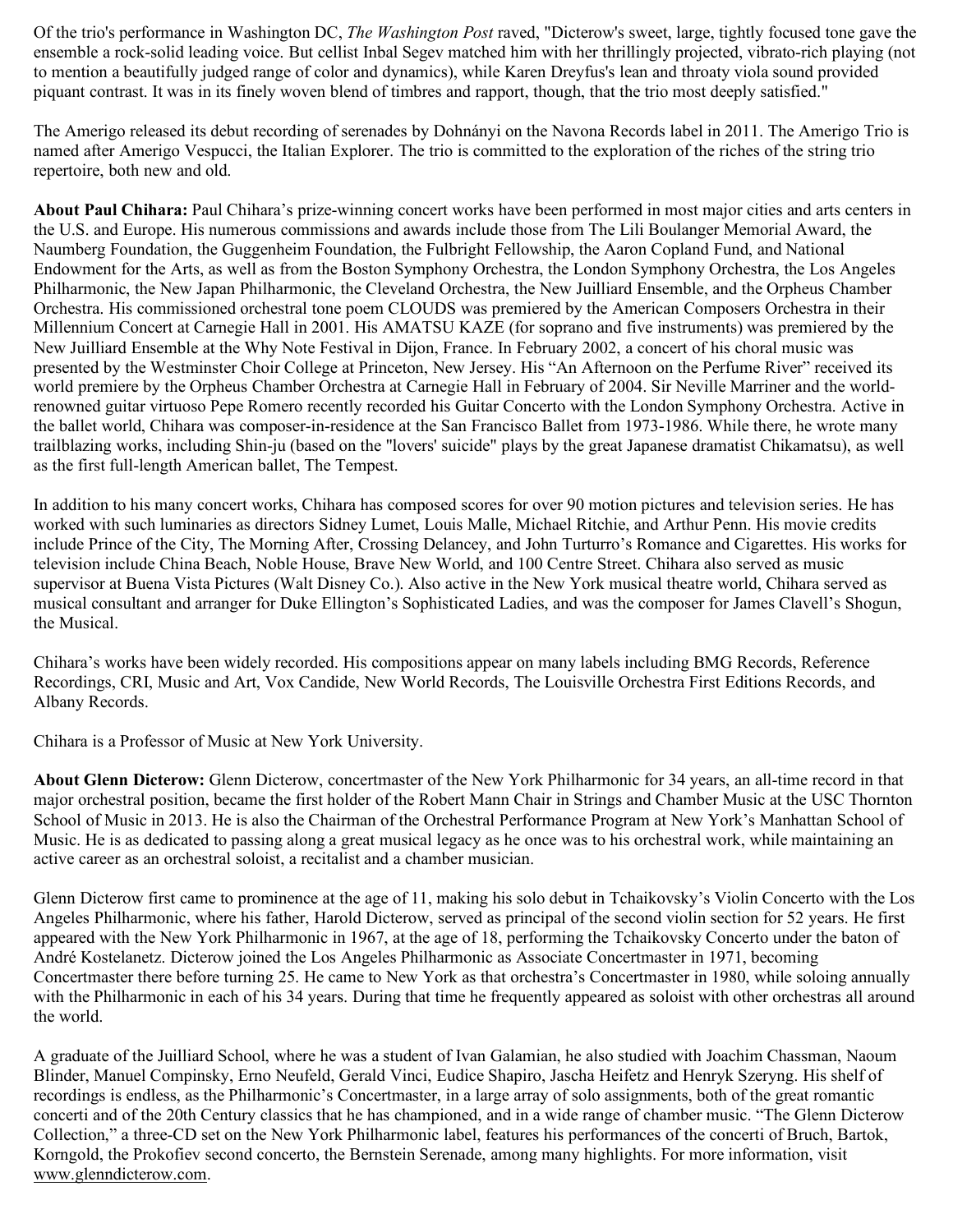Of the trio's performance in Washington DC, *The Washington Post* raved, "Dicterow's sweet, large, tightly focused tone gave the ensemble a rock-solid leading voice. But cellist Inbal Segev matched him with her thrillingly projected, vibrato-rich playing (not to mention a beautifully judged range of color and dynamics), while Karen Dreyfus's lean and throaty viola sound provided piquant contrast. It was in its finely woven blend of timbres and rapport, though, that the trio most deeply satisfied."

The Amerigo released its debut recording of serenades by Dohnányi on the Navona Records label in 2011. The Amerigo Trio is named after Amerigo Vespucci, the Italian Explorer. The trio is committed to the exploration of the riches of the string trio repertoire, both new and old.

**About Paul Chihara:** Paul Chihara's prize-winning concert works have been performed in most major cities and arts centers in the U.S. and Europe. His numerous commissions and awards include those from The Lili Boulanger Memorial Award, the Naumberg Foundation, the Guggenheim Foundation, the Fulbright Fellowship, the Aaron Copland Fund, and National Endowment for the Arts, as well as from the Boston Symphony Orchestra, the London Symphony Orchestra, the Los Angeles Philharmonic, the New Japan Philharmonic, the Cleveland Orchestra, the New Juilliard Ensemble, and the Orpheus Chamber Orchestra. His commissioned orchestral tone poem CLOUDS was premiered by the American Composers Orchestra in their Millennium Concert at Carnegie Hall in 2001. His AMATSU KAZE (for soprano and five instruments) was premiered by the New Juilliard Ensemble at the Why Note Festival in Dijon, France. In February 2002, a concert of his choral music was presented by the Westminster Choir College at Princeton, New Jersey. His "An Afternoon on the Perfume River" received its world premiere by the Orpheus Chamber Orchestra at Carnegie Hall in February of 2004. Sir Neville Marriner and the world-renowned guitar virtuoso Pepe Romero recently recorded his Guitar Concerto with the London Symphony Orchestra. Active in the ballet world, Chihara was composer-in-residence at the San Francisco Ballet from 1973-1986. While there, he wrote many trailblazing works, including Shin-ju (based on the "lovers' suicide" plays by the great Japanese dramatist Chikamatsu), as well as the first full-length American ballet, The Tempest.

In addition to his many concert works, Chihara has composed scores for over 90 motion pictures and television series. He has worked with such luminaries as directors Sidney Lumet, Louis Malle, Michael Ritchie, and Arthur Penn. His movie credits include Prince of the City, The Morning After, Crossing Delancey, and John Turturro's Romance and Cigarettes. His works for television include China Beach, Noble House, Brave New World, and 100 Centre Street. Chihara also served as music supervisor at Buena Vista Pictures (Walt Disney Co.). Also active in the New York musical theatre world, Chihara served as musical consultant and arranger for Duke Ellington's Sophisticated Ladies, and was the composer for James Clavell's Shogun, the Musical.

Chihara's works have been widely recorded. His compositions appear on many labels including BMG Records, Reference Recordings, CRI, Music and Art, Vox Candide, New World Records, The Louisville Orchestra First Editions Records, and Albany Records.

Chihara is a Professor of Music at New York University.

**About Glenn Dicterow:** Glenn Dicterow, concertmaster of the New York Philharmonic for 34 years, an all-time record in that major orchestral position, became the first holder of the Robert Mann Chair in Strings and Chamber Music at the USC Thornton School of Music in 2013. He is also the Chairman of the Orchestral Performance Program at New York's Manhattan School of Music. He is as dedicated to passing along a great musical legacy as he once was to his orchestral work, while maintaining an active career as an orchestral soloist, a recitalist and a chamber musician.

Glenn Dicterow first came to prominence at the age of 11, making his solo debut in Tchaikovsky's Violin Concerto with the Los Angeles Philharmonic, where his father, Harold Dicterow, served as principal of the second violin section for 52 years. He first appeared with the New York Philharmonic in 1967, at the age of 18, performing the Tchaikovsky Concerto under the baton of André Kostelanetz. Dicterow joined the Los Angeles Philharmonic as Associate Concertmaster in 1971, becoming Concertmaster there before turning 25. He came to New York as that orchestra's Concertmaster in 1980, while soloing annually with the Philharmonic in each of his 34 years. During that time he frequently appeared as soloist with other orchestras all around the world.

A graduate of the Juilliard School, where he was a student of Ivan Galamian, he also studied with Joachim Chassman, Naoum Blinder, Manuel Compinsky, Erno Neufeld, Gerald Vinci, Eudice Shapiro, Jascha Heifetz and Henryk Szeryng. His shelf of recordings is endless, as the Philharmonic's Concertmaster, in a large array of solo assignments, both of the great romantic concerti and of the 20th Century classics that he has championed, and in a wide range of chamber music. "The Glenn Dicterow Collection," a three-CD set on the New York Philharmonic label, features his performances of the concerti of Bruch, Bartok, Korngold, the Prokofiev second concerto, the Bernstein Serenade, among many highlights. For more information, visit www.glenndicterow.com.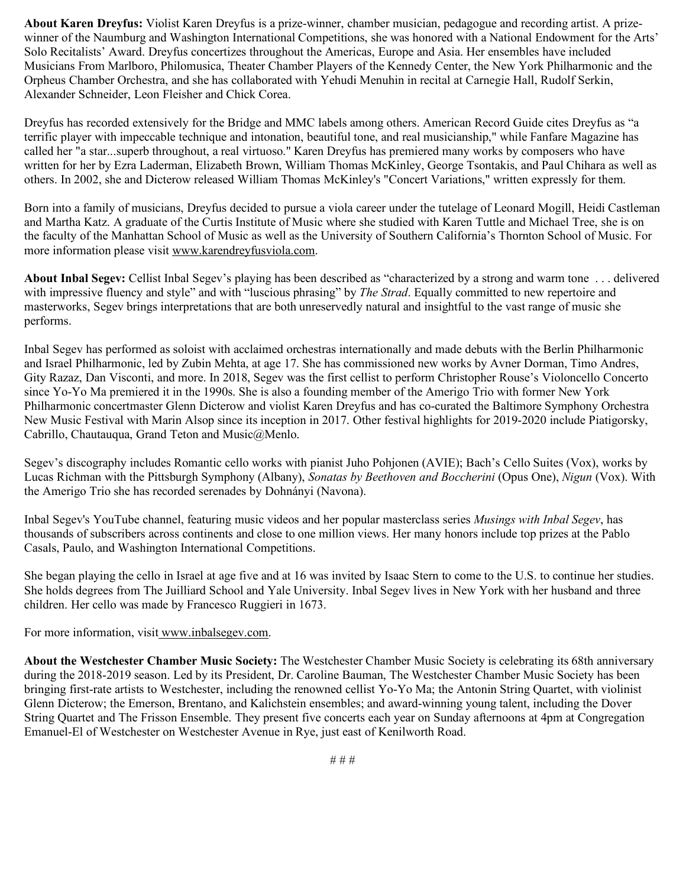**About Karen Dreyfus:** Violist Karen Dreyfus is a prize-winner, chamber musician, pedagogue and recording artist. A prize-winner of the Naumburg and Washington International Competitions, she was honored with a National Endowment for the Arts' Solo Recitalists' Award. Dreyfus concertizes throughout the Americas, Europe and Asia. Her ensembles have included Musicians From Marlboro, Philomusica, Theater Chamber Players of the Kennedy Center, the New York Philharmonic and the Orpheus Chamber Orchestra, and she has collaborated with Yehudi Menuhin in recital at Carnegie Hall, Rudolf Serkin, Alexander Schneider, Leon Fleisher and Chick Corea.

Dreyfus has recorded extensively for the Bridge and MMC labels among others. American Record Guide cites Dreyfus as "a terrific player with impeccable technique and intonation, beautiful tone, and real musicianship," while Fanfare Magazine has called her "a star...superb throughout, a real virtuoso." Karen Dreyfus has premiered many works by composers who have written for her by Ezra Laderman, Elizabeth Brown, William Thomas McKinley, George Tsontakis, and Paul Chihara as well as others. In 2002, she and Dicterow released William Thomas McKinley's "Concert Variations," written expressly for them.

Born into a family of musicians, Dreyfus decided to pursue a viola career under the tutelage of Leonard Mogill, Heidi Castleman and Martha Katz. A graduate of the Curtis Institute of Music where she studied with Karen Tuttle and Michael Tree, she is on the faculty of the Manhattan School of Music as well as the University of Southern California's Thornton School of Music. For more information please visit www.karendreyfusviola.com.

**About Inbal Segev:** Cellist Inbal Segev's playing has been described as "characterized by a strong and warm tone . . . delivered with impressive fluency and style" and with "luscious phrasing" by *The Strad*. Equally committed to new repertoire and masterworks, Segev brings interpretations that are both unreservedly natural and insightful to the vast range of music she performs.

Inbal Segev has performed as soloist with acclaimed orchestras internationally and made debuts with the Berlin Philharmonic and Israel Philharmonic, led by Zubin Mehta, at age 17. She has commissioned new works by Avner Dorman, Timo Andres, Gity Razaz, Dan Visconti, and more. In 2018, Segev was the first cellist to perform Christopher Rouse's Violoncello Concerto since Yo-Yo Ma premiered it in the 1990s. She is also a founding member of the Amerigo Trio with former New York Philharmonic concertmaster Glenn Dicterow and violist Karen Dreyfus and has co-curated the Baltimore Symphony Orchestra New Music Festival with Marin Alsop since its inception in 2017. Other festival highlights for 2019-2020 include Piatigorsky, Cabrillo, Chautauqua, Grand Teton and Music@Menlo.

Segev's discography includes Romantic cello works with pianist Juho Pohjonen (AVIE); Bach's Cello Suites (Vox), works by Lucas Richman with the Pittsburgh Symphony (Albany), *Sonatas by Beethoven and Boccherini* (Opus One), *Nigun* (Vox). With the Amerigo Trio she has recorded serenades by Dohnányi (Navona).

Inbal Segev's YouTube channel, featuring music videos and her popular masterclass series *Musings with Inbal Segev*, has thousands of subscribers across continents and close to one million views. Her many honors include top prizes at the Pablo Casals, Paulo, and Washington International Competitions.

She began playing the cello in Israel at age five and at 16 was invited by Isaac Stern to come to the U.S. to continue her studies. She holds degrees from The Juilliard School and Yale University. Inbal Segev lives in New York with her husband and three children. Her cello was made by Francesco Ruggieri in 1673.

For more information, visit www.inbalsegev.com.

**About the Westchester Chamber Music Society:** The Westchester Chamber Music Society is celebrating its 68th anniversary during the 2018-2019 season. Led by its President, Dr. Caroline Bauman, The Westchester Chamber Music Society has been bringing first-rate artists to Westchester, including the renowned cellist Yo-Yo Ma; the Antonin String Quartet, with violinist Glenn Dicterow; the Emerson, Brentano, and Kalichstein ensembles; and award-winning young talent, including the Dover String Quartet and The Frisson Ensemble. They present five concerts each year on Sunday afternoons at 4pm at Congregation Emanuel-El of Westchester on Westchester Avenue in Rye, just east of Kenilworth Road.

# # #